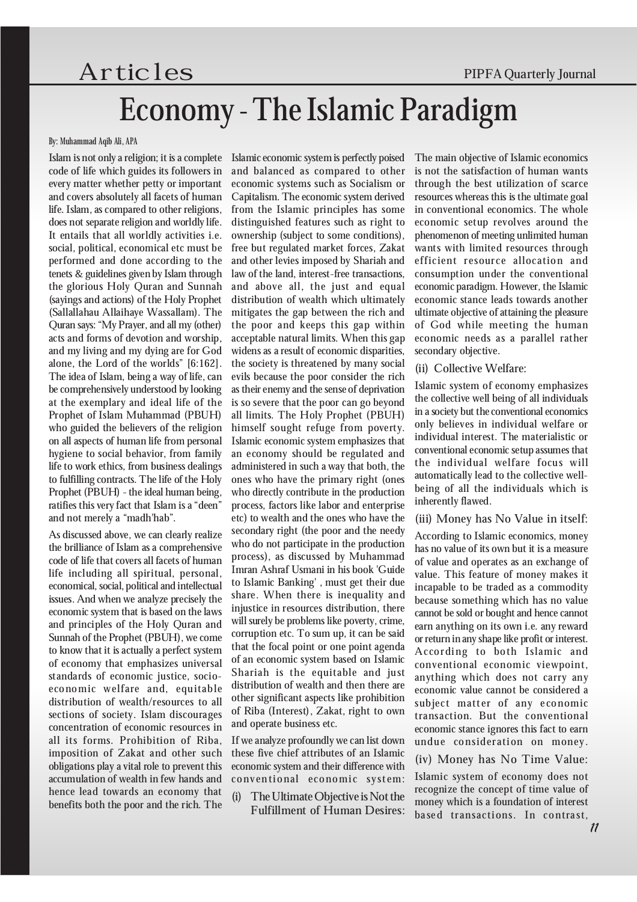# Economy - The Islamic Paradigm

By: Muhammad Aqib Ali, APA

Islam is not only a religion; it is a complete code of life which guides its followers in every matter whether petty or important and covers absolutely all facets of human life. Islam, as compared to other religions, does not separate religion and worldly life. It entails that all worldly activities i.e. social, political, economical etc must be performed and done according to the tenets & guidelines given by Islam through the glorious Holy Quran and Sunnah (sayings and actions) of the Holy Prophet (Sallallahau Allaihaye Wassallam). The Quran says: "My Prayer, and all my (other) acts and forms of devotion and worship, and my living and my dying are for God alone, the Lord of the worlds" [6:162]. The idea of Islam, being a way of life, can be comprehensively understood by looking at the exemplary and ideal life of the Prophet of Islam Muhammad (PBUH) who guided the believers of the religion on all aspects of human life from personal hygiene to social behavior, from family life to work ethics, from business dealings to fulfilling contracts. The life of the Holy Prophet (PBUH) - the ideal human being, ratifies this very fact that Islam is a "deen" and not merely a "madh'hab".

As discussed above, we can clearly realize the brilliance of Islam as a comprehensive code of life that covers all facets of human life including all spiritual, personal, economical, social, political and intellectual issues. And when we analyze precisely the economic system that is based on the laws and principles of the Holy Quran and Sunnah of the Prophet (PBUH), we come to know that it is actually a perfect system of economy that emphasizes universal standards of economic justice, socio-economic welfare and, equitable distribution of wealth/resources to all sections of society. Islam discourages concentration of economic resources in all its forms. Prohibition of Riba, imposition of Zakat and other such obligations play a vital role to prevent this accumulation of wealth in few hands and hence lead towards an economy that benefits both the poor and the rich. The Islamic economic system is perfectly poised and balanced as compared to other economic systems such as Socialism or Capitalism. The economic system derived from the Islamic principles has some distinguished features such as right to ownership (subject to some conditions), free but regulated market forces, Zakat and other levies imposed by Shariah and law of the land, interest-free transactions, and above all, the just and equal distribution of wealth which ultimately mitigates the gap between the rich and the poor and keeps this gap within acceptable natural limits. When this gap widens as a result of economic disparities, the society is threatened by many social evils because the poor consider the rich as their enemy and the sense of deprivation is so severe that the poor can go beyond all limits. The Holy Prophet (PBUH) himself sought refuge from poverty. Islamic economic system emphasizes that an economy should be regulated and administered in such a way that both, the ones who have the primary right (ones who directly contribute in the production process, factors like labor and enterprise etc) to wealth and the ones who have the secondary right (the poor and the needy who do not participate in the production process), as discussed by Muhammad Imran Ashraf Usmani in his book 'Guide to Islamic Banking' , must get their due share. When there is inequality and injustice in resources distribution, there will surely be problems like poverty, crime, corruption etc. To sum up, it can be said that the focal point or one point agenda of an economic system based on Islamic Shariah is the equitable and just distribution of wealth and then there are other significant aspects like prohibition of Riba (Interest), Zakat, right to own and operate business etc.

If we analyze profoundly we can list down these five chief attributes of an Islamic economic system and their difference with conventional economic system:

(i) The Ultimate Objective is Not the Fulfillment of Human Desires:

The main objective of Islamic economics is not the satisfaction of human wants through the best utilization of scarce resources whereas this is the ultimate goal in conventional economics. The whole economic setup revolves around the phenomenon of meeting unlimited human wants with limited resources through efficient resource allocation and consumption under the conventional economic paradigm. However, the Islamic economic stance leads towards another ultimate objective of attaining the pleasure of God while meeting the human economic needs as a parallel rather secondary objective.

(ii) Collective Welfare:

Islamic system of economy emphasizes the collective well being of all individuals in a society but the conventional economics only believes in individual welfare or individual interest. The materialistic or conventional economic setup assumes that the individual welfare focus will automatically lead to the collective well-being of all the individuals which is inherently flawed.

(iii) Money has No Value in itself:

According to Islamic economics, money has no value of its own but it is a measure of value and operates as an exchange of value. This feature of money makes it incapable to be traded as a commodity because something which has no value cannot be sold or bought and hence cannot earn anything on its own i.e. any reward or return in any shape like profit or interest. According to both Islamic and conventional economic viewpoint, anything which does not carry any economic value cannot be considered a subject matter of any economic transaction. But the conventional economic stance ignores this fact to earn undue consideration on money.

(iv) Money has No Time Value:

Islamic system of economy does not recognize the concept of time value of money which is a foundation of interest based transactions. In contrast,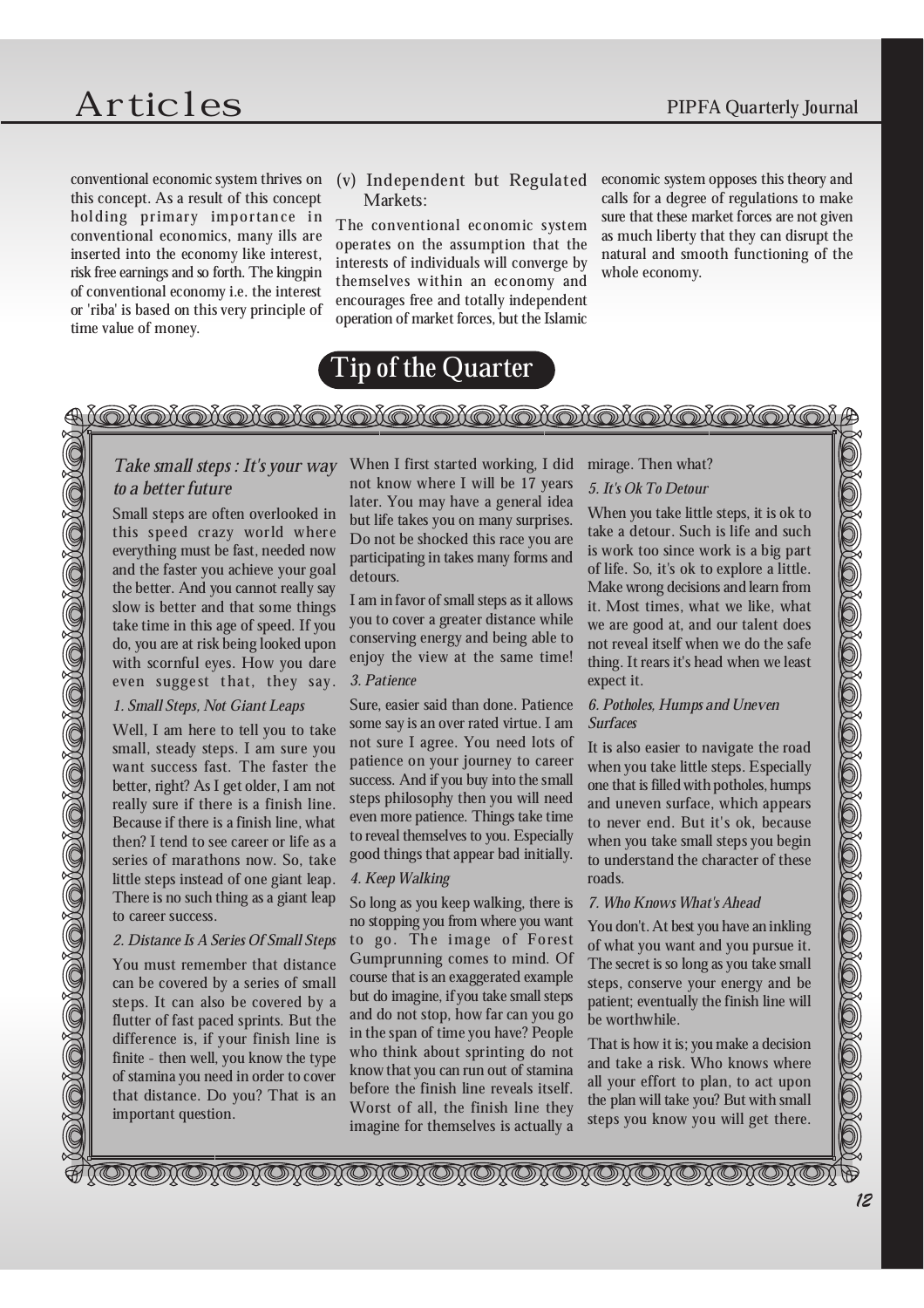conventional economic system thrives on this concept. As a result of this concept holding primary importance in conventional economics, many ills are inserted into the economy like interest, risk free earnings and so forth. The kingpin of conventional economy i.e. the interest or 'riba' is based on this very principle of time value of money.

(v) Independent but Regulated Markets:

The conventional economic system operates on the assumption that the interests of individuals will converge by themselves within an economy and encourages free and totally independent operation of market forces, but the Islamic economic system opposes this theory and calls for a degree of regulations to make sure that these market forces are not given as much liberty that they can disrupt the natural and smooth functioning of the whole economy.

## Tip of the Quarter

### *Take small steps : It's your way to a better future*

Small steps are often overlooked in this speed crazy world where everything must be fast, needed now and the faster you achieve your goal the better. And you cannot really say slow is better and that some things take time in this age of speed. If you do, you are at risk being looked upon with scornful eyes. How you dare even suggest that, they say.

*1. Small Steps, Not Giant Leaps*

Well, I am here to tell you to take small, steady steps. I am sure you want success fast. The faster the better, right? As I get older, I am not really sure if there is a finish line. Because if there is a finish line, what then? I tend to see career or life as a series of marathons now. So, take little steps instead of one giant leap. There is no such thing as a giant leap to career success.

*2. Distance Is A Series Of Small Steps*

You must remember that distance can be covered by a series of small steps. It can also be covered by a flutter of fast paced sprints. But the difference is, if your finish line is finite - then well, you know the type of stamina you need in order to cover that distance. Do you? That is an important question.

When I first started working, I did not know where I will be 17 years later. You may have a general idea but life takes you on many surprises. Do not be shocked this race you are participating in takes many forms and detours.

I am in favor of small steps as it allows you to cover a greater distance while conserving energy and being able to enjoy the view at the same time!

*3. Patience*

Sure, easier said than done. Patience some say is an over rated virtue. I am not sure I agree. You need lots of patience on your journey to career success. And if you buy into the small steps philosophy then you will need even more patience. Things take time to reveal themselves to you. Especially good things that appear bad initially.

*4. Keep Walking*

So long as you keep walking, there is no stopping you from where you want to go. The image of Forest Gumprunning comes to mind. Of course that is an exaggerated example but do imagine, if you take small steps and do not stop, how far can you go in the span of time you have? People who think about sprinting do not know that you can run out of stamina before the finish line reveals itself. Worst of all, the finish line they imagine for themselves is actually a mirage. Then what?

*5. It's Ok To Detour*

When you take little steps, it is ok to take a detour. Such is life and such is work too since work is a big part of life. So, it's ok to explore a little. Make wrong decisions and learn from it. Most times, what we like, what we are good at, and our talent does not reveal itself when we do the safe thing. It rears it's head when we least expect it.

*6. Potholes, Humps and Uneven Surfaces*

It is also easier to navigate the road when you take little steps. Especially one that is filled with potholes, humps and uneven surface, which appears to never end. But it's ok, because when you take small steps you begin to understand the character of these roads.

*7. Who Knows What's Ahead*

You don't. At best you have an inkling of what you want and you pursue it. The secret is so long as you take small steps, conserve your energy and be patient; eventually the finish line will be worthwhile.

That is how it is; you make a decision and take a risk. Who knows where all your effort to plan, to act upon the plan will take you? But with small steps you know you will get there.